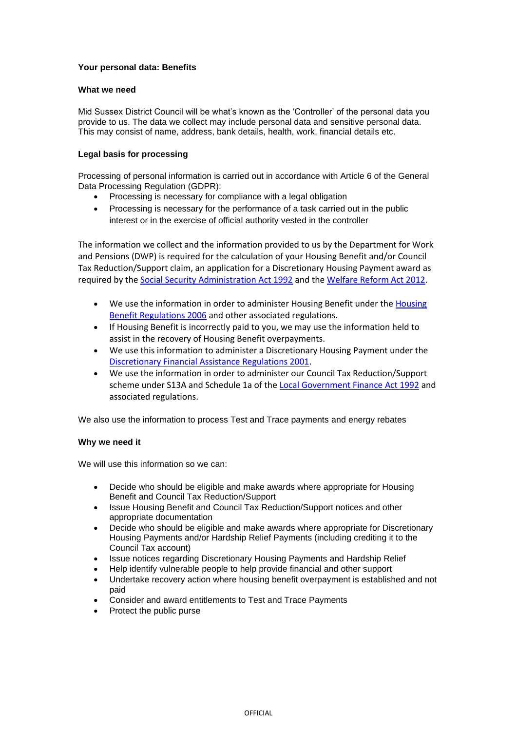# Your personal data: Benefits

## What we need

Mid Sussex District Council will be what's known as the 'Controller' of the personal data you provide to us. The data we collect may include personal data and sensitive personal data. This may consist of name, address, bank details, health, work, financial details etc.

## Legal basis for processing

Processing of personal information is carried out in accordance with Article 6 of the General Data Processing Regulation (GDPR):

- Processing is necessary for compliance with a legal obligation
- Processing is necessary for the performance of a task carried out in the public interest or in the exercise of official authority vested in the controller

The information we collect and the information provided to us by the Department for Work and Pensions (DWP) is required for the calculation of your Housing Benefit and/or Council Tax Reduction/Support claim, an application for a Discretionary Housing Payment award as required by the Social Security Administration Act 1992 and the Welfare Reform Act 2012.

- We use the information in order to administer Housing Benefit under the Housing Benefit Regulations 2006 and other associated regulations.
- If Housing Benefit is incorrectly paid to you, we may use the information held to assist in the recovery of Housing Benefit overpayments.
- We use this information to administer a Discretionary Housing Payment under the Discretionary Financial Assistance Regulations 2001.
- We use the information in order to administer our Council Tax Reduction/Support scheme under S13A and Schedule 1a of the Local Government Finance Act 1992 and associated regulations.

We also use the information to process Test and Trace payments and energy rebates

## Why we need it

We will use this information so we can:

- Decide who should be eligible and make awards where appropriate for Housing Benefit and Council Tax Reduction/Support
- Issue Housing Benefit and Council Tax Reduction/Support notices and other appropriate documentation
- Decide who should be eligible and make awards where appropriate for Discretionary Housing Payments and/or Hardship Relief Payments (including crediting it to the Council Tax account)
- Issue notices regarding Discretionary Housing Payments and Hardship Relief
- Help identify vulnerable people to help provide financial and other support
- Undertake recovery action where housing benefit overpayment is established and not paid
- Consider and award entitlements to Test and Trace Payments
- Protect the public purse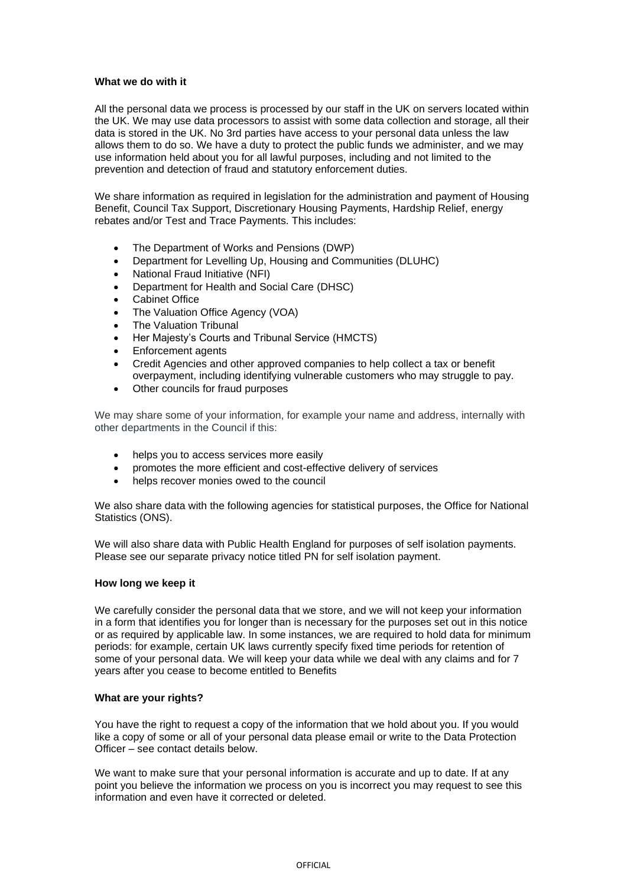**What we do with it**

All the personal data we process is processed by our staff in the UK on servers located within the UK. We may use data processors to assist with some data collection and storage, all their data is stored in the UK. No 3rd parties have access to your personal data unless the law allows them to do so. We have a duty to protect the public funds we administer, and we may use information held about you for all lawful purposes, including and not limited to the prevention and detection of fraud and statutory enforcement duties.

We share information as required in legislation for the administration and payment of Housing Benefit, Council Tax Support, Discretionary Housing Payments, Hardship Relief, energy rebates and/or Test and Trace Payments. This includes:

- The Department of Works and Pensions (DWP)
- Department for Levelling Up, Housing and Communities (DLUHC)
- National Fraud Initiative (NFI)
- Department for Health and Social Care (DHSC)
- Cabinet Office
- The Valuation Office Agency (VOA)
- The Valuation Tribunal
- Her Majesty's Courts and Tribunal Service (HMCTS)
- Enforcement agents
- Credit Agencies and other approved companies to help collect a tax or benefit overpayment, including identifying vulnerable customers who may struggle to pay.
- Other councils for fraud purposes

We may share some of your information, for example your name and address, internally with other departments in the Council if this:

- helps you to access services more easily
- promotes the more efficient and cost-effective delivery of services
- helps recover monies owed to the council

We also share data with the following agencies for statistical purposes, the Office for National Statistics (ONS).

We will also share data with Public Health England for purposes of self isolation payments. Please see our separate privacy notice titled PN for self isolation payment.

**How long we keep it**

We carefully consider the personal data that we store, and we will not keep your information in a form that identifies you for longer than is necessary for the purposes set out in this notice or as required by applicable law. In some instances, we are required to hold data for minimum periods: for example, certain UK laws currently specify fixed time periods for retention of some of your personal data. We will keep your data while we deal with any claims and for 7 years after you cease to become entitled to Benefits

**What are your rights?**

You have the right to request a copy of the information that we hold about you. If you would like a copy of some or all of your personal data please email or write to the Data Protection Officer – see contact details below.

We want to make sure that your personal information is accurate and up to date. If at any point you believe the information we process on you is incorrect you may request to see this information and even have it corrected or deleted.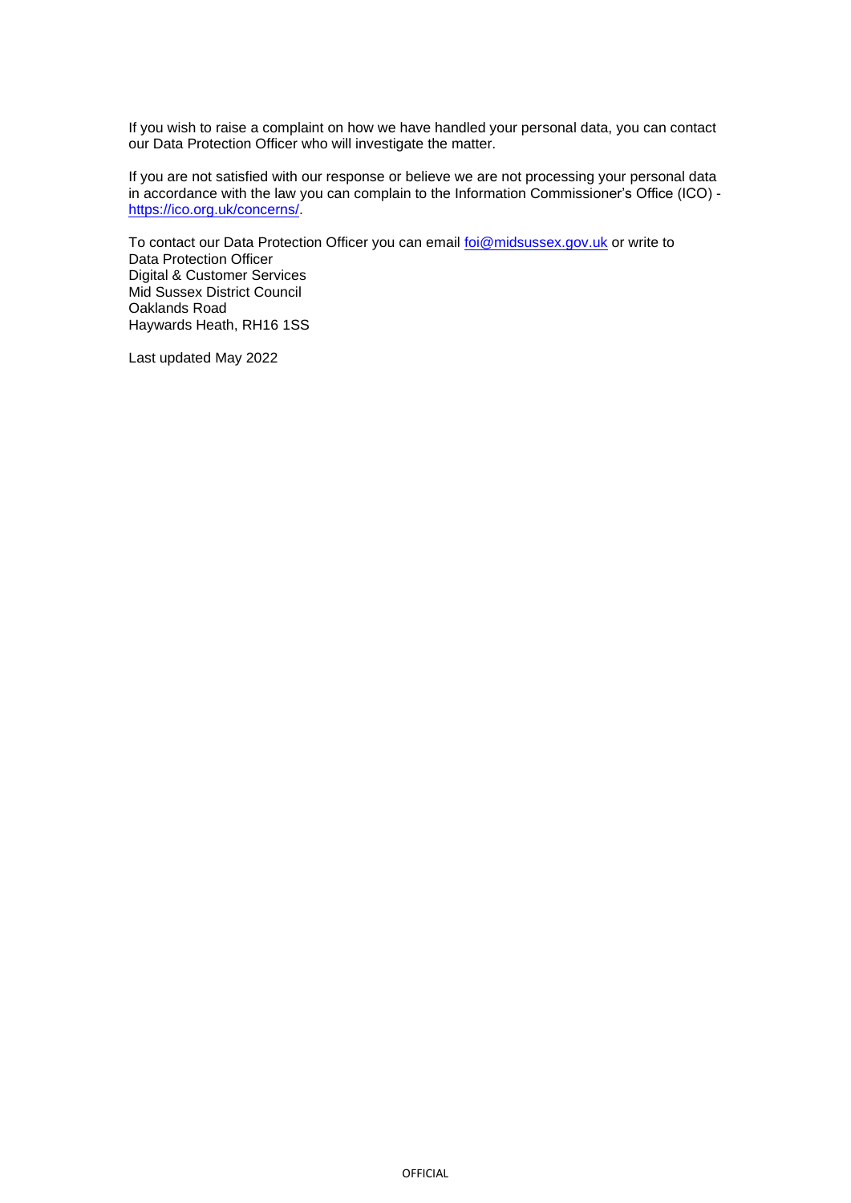If you wish to raise a complaint on how we have handled your personal data, you can contact our Data Protection Officer who will investigate the matter.

If you are not satisfied with our response or believe we are not processing your personal data in accordance with the law you can complain to the Information Commissioner's Office (ICO) - https://ico.org.uk/concerns/.

To contact our Data Protection Officer you can email foi@midsussex.gov.uk or write to  
Data Protection Officer  
Digital & Customer Services  
Mid Sussex District Council  
Oaklands Road  
Haywards Heath, RH16 1SS

Last updated May 2022

OFFICIAL